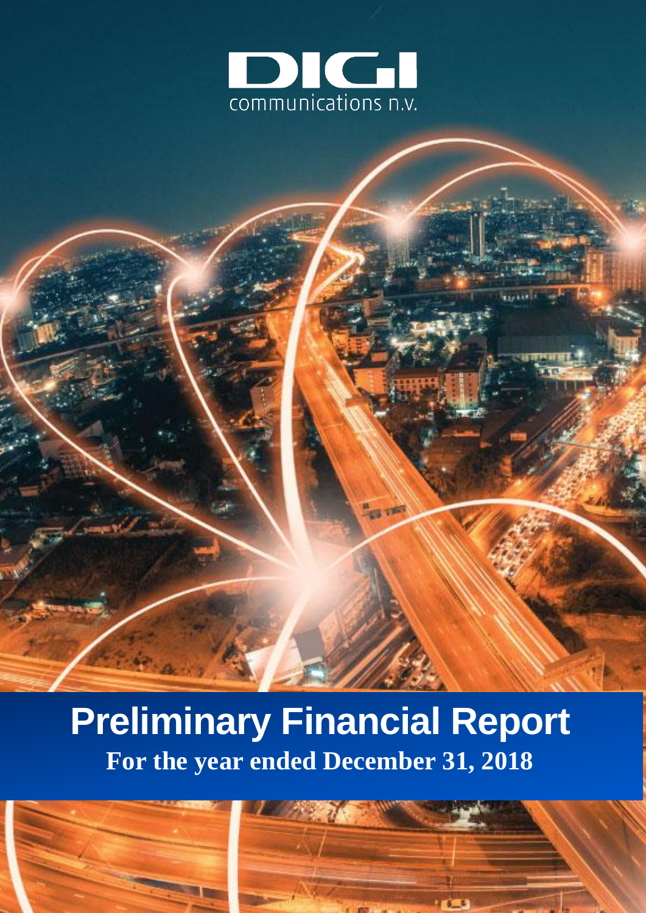DIGI communications n.v.

# Preliminary Financial Report

## For the year ended December 31, 2018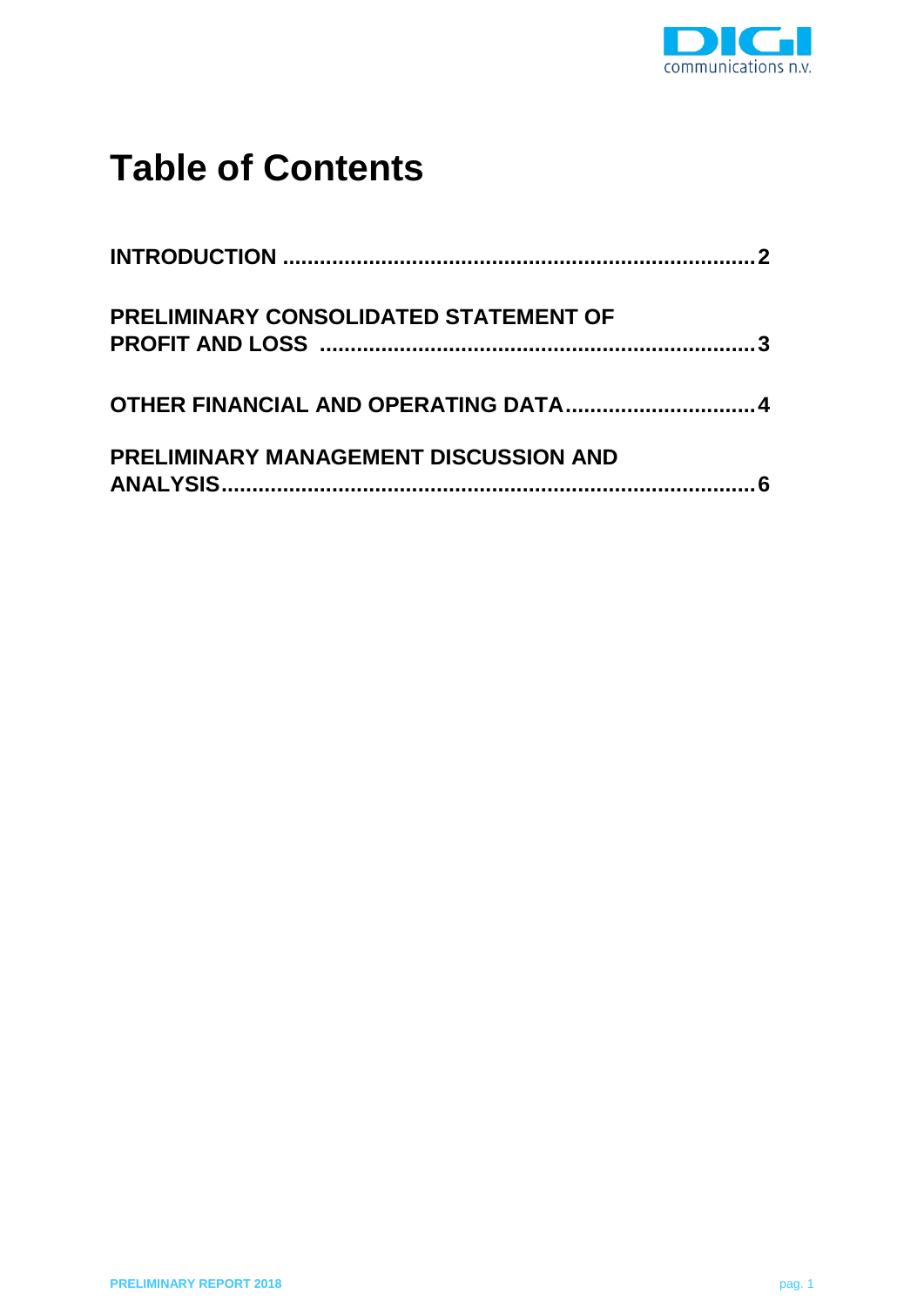# Table of Contents

**INTRODUCTION ............................................................................ 2**

**PRELIMINARY CONSOLIDATED STATEMENT OF PROFIT AND LOSS ..................................................................... 3**

**OTHER FINANCIAL AND OPERATING DATA .............................. 4**

**PRELIMINARY MANAGEMENT DISCUSSION AND ANALYSIS....................................................................................... 6**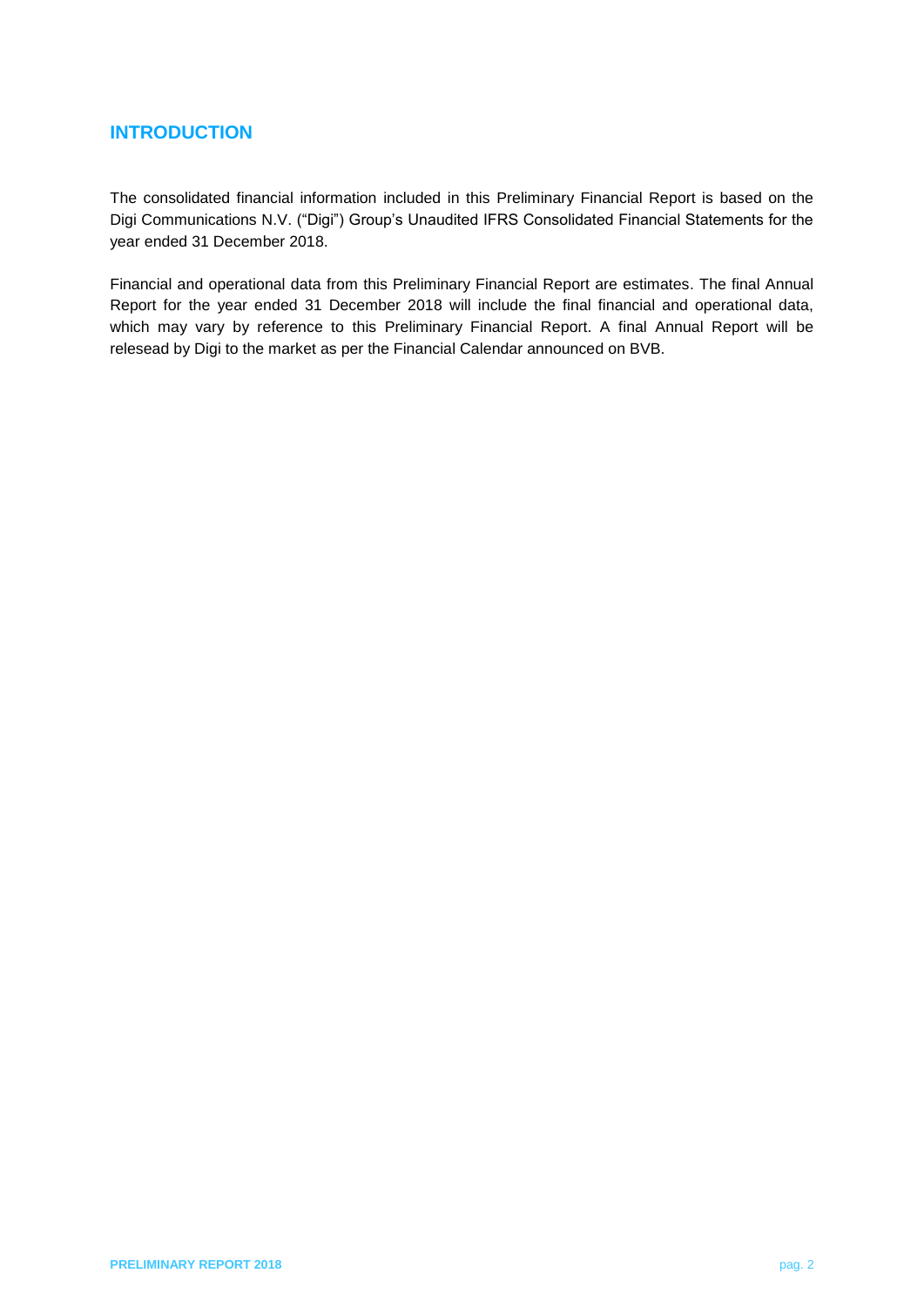## INTRODUCTION

The consolidated financial information included in this Preliminary Financial Report is based on the Digi Communications N.V. ("Digi") Group's Unaudited IFRS Consolidated Financial Statements for the year ended 31 December 2018.

Financial and operational data from this Preliminary Financial Report are estimates. The final Annual Report for the year ended 31 December 2018 will include the final financial and operational data, which may vary by reference to this Preliminary Financial Report. A final Annual Report will be relesead by Digi to the market as per the Financial Calendar announced on BVB.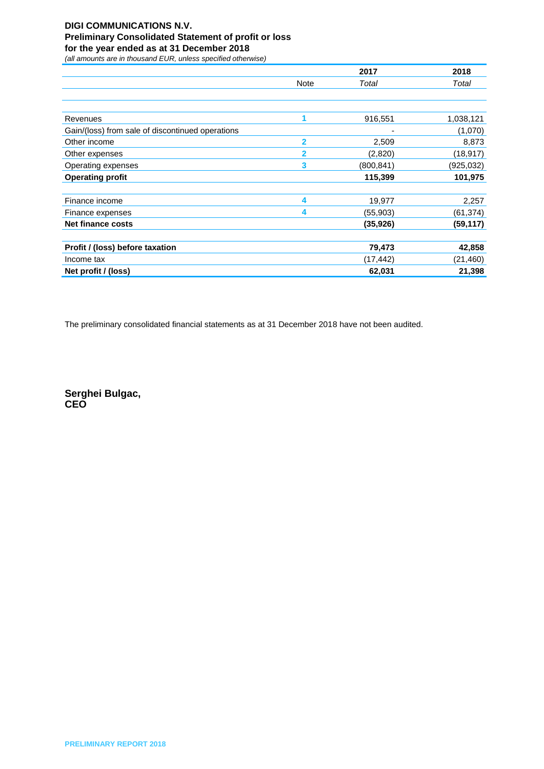**DIGI COMMUNICATIONS N.V.**
**Preliminary Consolidated Statement of profit or loss**
**for the year ended as at 31 December 2018**
*(all amounts are in thousand EUR, unless specified otherwise)*

| | Note | 2017 *Total* | 2018 *Total* |
|---|---|---|---|
| Revenues | 1 | 916,551 | 1,038,121 |
| Gain/(loss) from sale of discontinued operations | | - | (1,070) |
| Other income | 2 | 2,509 | 8,873 |
| Other expenses | 2 | (2,820) | (18,917) |
| Operating expenses | 3 | (800,841) | (925,032) |
| **Operating profit** | | **115,399** | **101,975** |
| Finance income | 4 | 19,977 | 2,257 |
| Finance expenses | 4 | (55,903) | (61,374) |
| **Net finance costs** | | **(35,926)** | **(59,117)** |
| **Profit / (loss) before taxation** | | **79,473** | **42,858** |
| Income tax | | (17,442) | (21,460) |
| **Net profit / (loss)** | | **62,031** | **21,398** |

The preliminary consolidated financial statements as at 31 December 2018 have not been audited.

**Serghei Bulgac,**
**CEO**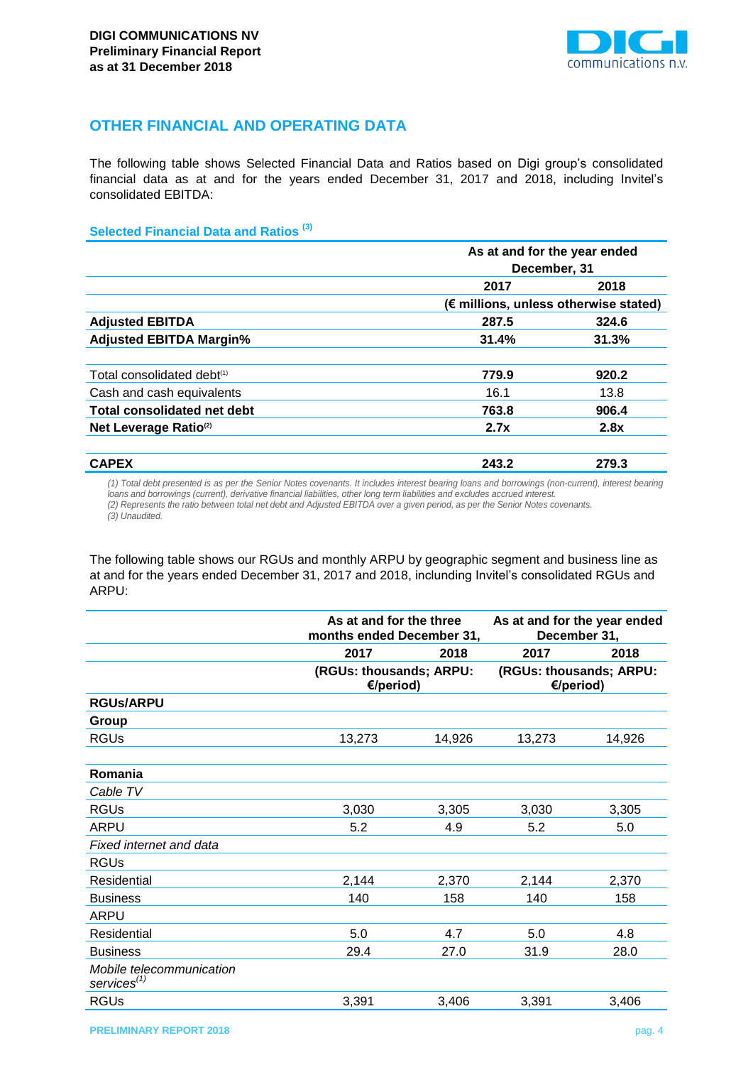## OTHER FINANCIAL AND OPERATING DATA

The following table shows Selected Financial Data and Ratios based on Digi group's consolidated financial data as at and for the years ended December 31, 2017 and 2018, including Invitel's consolidated EBITDA:

### Selected Financial Data and Ratios [3]

| | As at and for the year ended December, 31 | |
|---|---|---|
| | 2017 | 2018 |
| | (€ millions, unless otherwise stated) | |
| **Adjusted EBITDA** | **287.5** | **324.6** |
| **Adjusted EBITDA Margin%** | **31.4%** | **31.3%** |
| | | |
| Total consolidated debt[1] | **779.9** | **920.2** |
| Cash and cash equivalents | 16.1 | 13.8 |
| **Total consolidated net debt** | **763.8** | **906.4** |
| **Net Leverage Ratio[2]** | **2.7x** | **2.8x** |
| | | |
| **CAPEX** | **243.2** | **279.3** |

*(1) Total debt presented is as per the Senior Notes covenants. It includes interest bearing loans and borrowings (non-current), interest bearing loans and borrowings (current), derivative financial liabilities, other long term liabilities and excludes accrued interest.*
*(2) Represents the ratio between total net debt and Adjusted EBITDA over a given period, as per the Senior Notes covenants.*
*(3) Unaudited.*

The following table shows our RGUs and monthly ARPU by geographic segment and business line as at and for the years ended December 31, 2017 and 2018, including Invitel's consolidated RGUs and ARPU:

| | As at and for the three months ended December 31, | | As at and for the year ended December 31, | |
|---|---|---|---|---|
| | 2017 | 2018 | 2017 | 2018 |
| | (RGUs: thousands; ARPU: €/period) | | (RGUs: thousands; ARPU: €/period) | |
| **RGUs/ARPU** | | | | |
| **Group** | | | | |
| RGUs | 13,273 | 14,926 | 13,273 | 14,926 |
| | | | | |
| **Romania** | | | | |
| *Cable TV* | | | | |
| RGUs | 3,030 | 3,305 | 3,030 | 3,305 |
| ARPU | 5.2 | 4.9 | 5.2 | 5.0 |
| *Fixed internet and data* | | | | |
| RGUs | | | | |
| Residential | 2,144 | 2,370 | 2,144 | 2,370 |
| Business | 140 | 158 | 140 | 158 |
| ARPU | | | | |
| Residential | 5.0 | 4.7 | 5.0 | 4.8 |
| Business | 29.4 | 27.0 | 31.9 | 28.0 |
| *Mobile telecommunication services[1]* | | | | |
| RGUs | 3,391 | 3,406 | 3,391 | 3,406 |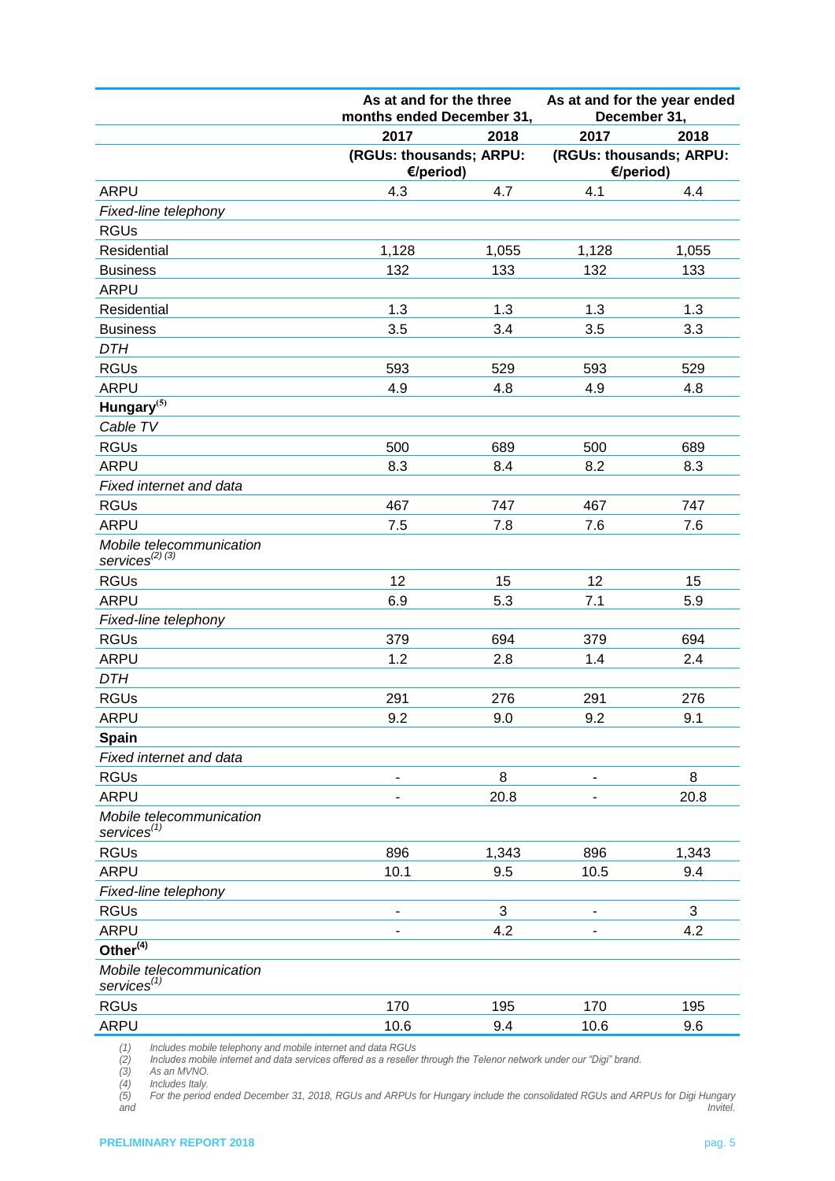| | As at and for the three months ended December 31, | | As at and for the year ended December 31, | |
|---|---|---|---|---|
| | 2017 | 2018 | 2017 | 2018 |
| | (RGUs: thousands; ARPU: €/period) | | (RGUs: thousands; ARPU: €/period) | |
| ARPU | 4.3 | 4.7 | 4.1 | 4.4 |
| *Fixed-line telephony* | | | | |
| RGUs | | | | |
| Residential | 1,128 | 1,055 | 1,128 | 1,055 |
| Business | 132 | 133 | 132 | 133 |
| ARPU | | | | |
| Residential | 1.3 | 1.3 | 1.3 | 1.3 |
| Business | 3.5 | 3.4 | 3.5 | 3.3 |
| *DTH* | | | | |
| RGUs | 593 | 529 | 593 | 529 |
| ARPU | 4.9 | 4.8 | 4.9 | 4.8 |
| **Hungary**[(5)] | | | | |
| *Cable TV* | | | | |
| RGUs | 500 | 689 | 500 | 689 |
| ARPU | 8.3 | 8.4 | 8.2 | 8.3 |
| *Fixed internet and data* | | | | |
| RGUs | 467 | 747 | 467 | 747 |
| ARPU | 7.5 | 7.8 | 7.6 | 7.6 |
| *Mobile telecommunication services*[(2) (3)] | | | | |
| RGUs | 12 | 15 | 12 | 15 |
| ARPU | 6.9 | 5.3 | 7.1 | 5.9 |
| *Fixed-line telephony* | | | | |
| RGUs | 379 | 694 | 379 | 694 |
| ARPU | 1.2 | 2.8 | 1.4 | 2.4 |
| *DTH* | | | | |
| RGUs | 291 | 276 | 291 | 276 |
| ARPU | 9.2 | 9.0 | 9.2 | 9.1 |
| **Spain** | | | | |
| *Fixed internet and data* | | | | |
| RGUs | - | 8 | - | 8 |
| ARPU | - | 20.8 | - | 20.8 |
| *Mobile telecommunication services*[(1)] | | | | |
| RGUs | 896 | 1,343 | 896 | 1,343 |
| ARPU | 10.1 | 9.5 | 10.5 | 9.4 |
| *Fixed-line telephony* | | | | |
| RGUs | - | 3 | - | 3 |
| ARPU | - | 4.2 | - | 4.2 |
| **Other**[(4)] | | | | |
| *Mobile telecommunication services*[(1)] | | | | |
| RGUs | 170 | 195 | 170 | 195 |
| ARPU | 10.6 | 9.4 | 10.6 | 9.6 |

*(1) Includes mobile telephony and mobile internet and data RGUs*
*(2) Includes mobile internet and data services offered as a reseller through the Telenor network under our "Digi" brand.*
*(3) As an MVNO.*
*(4) Includes Italy.*
*(5) For the period ended December 31, 2018, RGUs and ARPUs for Hungary include the consolidated RGUs and ARPUs for Digi Hungary and Invitel.*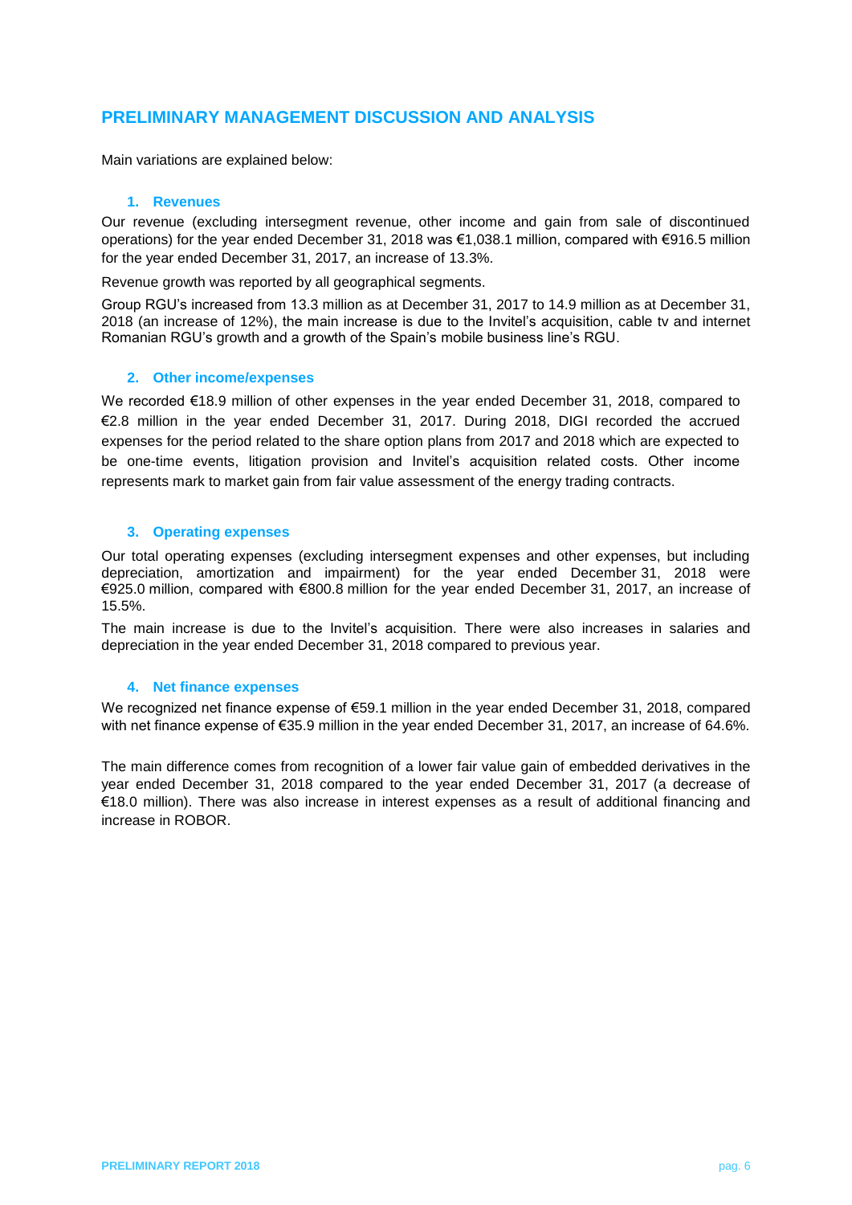## PRELIMINARY MANAGEMENT DISCUSSION AND ANALYSIS

Main variations are explained below:

### 1. Revenues

Our revenue (excluding intersegment revenue, other income and gain from sale of discontinued operations) for the year ended December 31, 2018 was €1,038.1 million, compared with €916.5 million for the year ended December 31, 2017, an increase of 13.3%.

Revenue growth was reported by all geographical segments.

Group RGU's increased from 13.3 million as at December 31, 2017 to 14.9 million as at December 31, 2018 (an increase of 12%), the main increase is due to the Invitel's acquisition, cable tv and internet Romanian RGU's growth and a growth of the Spain's mobile business line's RGU.

### 2. Other income/expenses

We recorded €18.9 million of other expenses in the year ended December 31, 2018, compared to €2.8 million in the year ended December 31, 2017. During 2018, DIGI recorded the accrued expenses for the period related to the share option plans from 2017 and 2018 which are expected to be one-time events, litigation provision and Invitel's acquisition related costs. Other income represents mark to market gain from fair value assessment of the energy trading contracts.

### 3. Operating expenses

Our total operating expenses (excluding intersegment expenses and other expenses, but including depreciation, amortization and impairment) for the year ended December 31, 2018 were €925.0 million, compared with €800.8 million for the year ended December 31, 2017, an increase of 15.5%.

The main increase is due to the Invitel's acquisition. There were also increases in salaries and depreciation in the year ended December 31, 2018 compared to previous year.

### 4. Net finance expenses

We recognized net finance expense of €59.1 million in the year ended December 31, 2018, compared with net finance expense of €35.9 million in the year ended December 31, 2017, an increase of 64.6%.

The main difference comes from recognition of a lower fair value gain of embedded derivatives in the year ended December 31, 2018 compared to the year ended December 31, 2017 (a decrease of €18.0 million). There was also increase in interest expenses as a result of additional financing and increase in ROBOR.